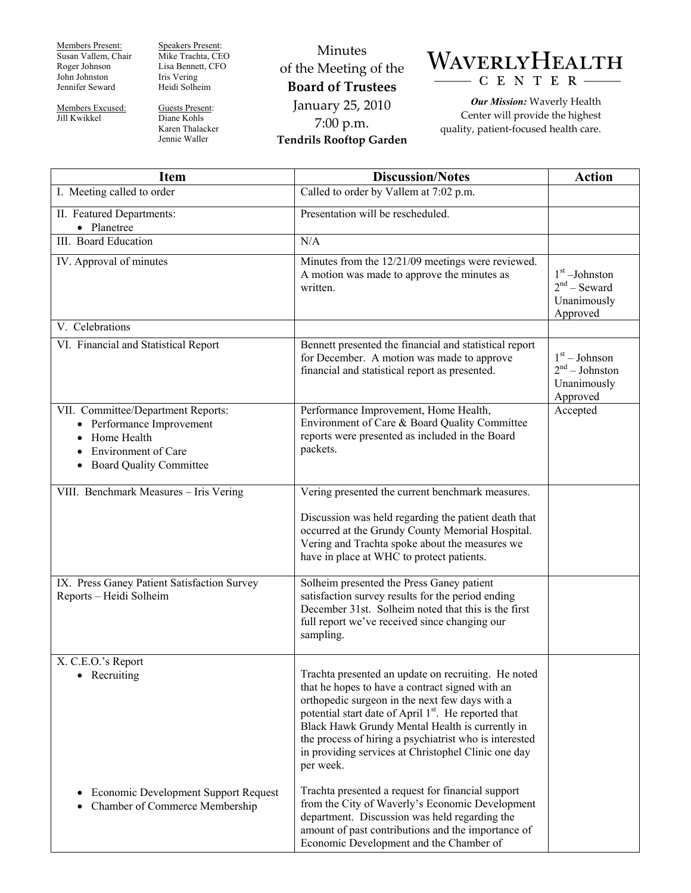Members Present:
Susan Vallem, Chair
Roger Johnson
John Johnston
Jennifer Seward

Members Excused:
Jill Kwikkel

Speakers Present:
Mike Trachta, CEO
Lisa Bennett, CFO
Iris Vering
Heidi Solheim

Guests Present:
Diane Kohls
Karen Thalacker
Jennie Waller

# Minutes of the Meeting of the **Board of Trustees**

January 25, 2010
7:00 p.m.
**Tendrils Rooftop Garden**

**WAVERLY HEALTH CENTER**

***Our Mission:*** Waverly Health Center will provide the highest quality, patient-focused health care.

| Item | Discussion/Notes | Action |
|---|---|---|
| I. Meeting called to order | Called to order by Vallem at 7:02 p.m. | |
| II. Featured Departments: • Planetree | Presentation will be rescheduled. | |
| III. Board Education | N/A | |
| IV. Approval of minutes | Minutes from the 12/21/09 meetings were reviewed. A motion was made to approve the minutes as written. | 1st –Johnston 2nd – Seward Unanimously Approved |
| V. Celebrations | | |
| VI. Financial and Statistical Report | Bennett presented the financial and statistical report for December. A motion was made to approve financial and statistical report as presented. | 1st – Johnson 2nd – Johnston Unanimously Approved |
| VII. Committee/Department Reports: • Performance Improvement • Home Health • Environment of Care • Board Quality Committee | Performance Improvement, Home Health, Environment of Care & Board Quality Committee reports were presented as included in the Board packets. | Accepted |
| VIII. Benchmark Measures – Iris Vering | Vering presented the current benchmark measures. Discussion was held regarding the patient death that occurred at the Grundy County Memorial Hospital. Vering and Trachta spoke about the measures we have in place at WHC to protect patients. | |
| IX. Press Ganey Patient Satisfaction Survey Reports – Heidi Solheim | Solheim presented the Press Ganey patient satisfaction survey results for the period ending December 31st. Solheim noted that this is the first full report we've received since changing our sampling. | |
| X. C.E.O.'s Report • Recruiting | Trachta presented an update on recruiting. He noted that he hopes to have a contract signed with an orthopedic surgeon in the next few days with a potential start date of April 1st. He reported that Black Hawk Grundy Mental Health is currently in the process of hiring a psychiatrist who is interested in providing services at Christophel Clinic one day per week. | |
| • Economic Development Support Request • Chamber of Commerce Membership | Trachta presented a request for financial support from the City of Waverly's Economic Development department. Discussion was held regarding the amount of past contributions and the importance of Economic Development and the Chamber of | |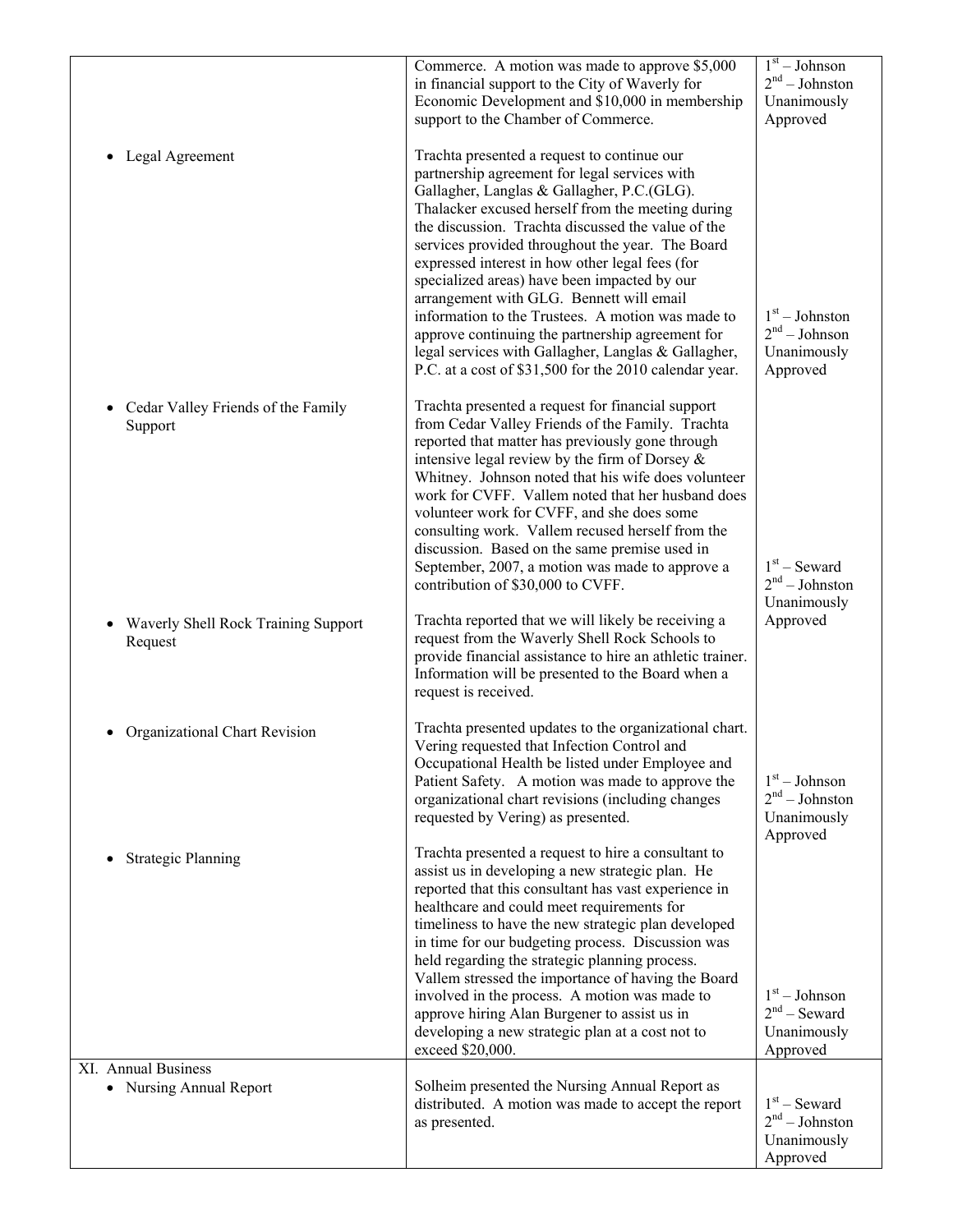| | | |
|---|---|---|
| | Commerce. A motion was made to approve $5,000 in financial support to the City of Waverly for Economic Development and $10,000 in membership support to the Chamber of Commerce. | 1st – Johnson<br>2nd – Johnston<br>Unanimously Approved |
| • Legal Agreement | Trachta presented a request to continue our partnership agreement for legal services with Gallagher, Langlas & Gallagher, P.C.(GLG). Thalacker excused herself from the meeting during the discussion. Trachta discussed the value of the services provided throughout the year. The Board expressed interest in how other legal fees (for specialized areas) have been impacted by our arrangement with GLG. Bennett will email information to the Trustees. A motion was made to approve continuing the partnership agreement for legal services with Gallagher, Langlas & Gallagher, P.C. at a cost of $31,500 for the 2010 calendar year. | 1st – Johnston<br>2nd – Johnson<br>Unanimously Approved |
| • Cedar Valley Friends of the Family Support | Trachta presented a request for financial support from Cedar Valley Friends of the Family. Trachta reported that matter has previously gone through intensive legal review by the firm of Dorsey & Whitney. Johnson noted that his wife does volunteer work for CVFF. Vallem noted that her husband does volunteer work for CVFF, and she does some consulting work. Vallem recused herself from the discussion. Based on the same premise used in September, 2007, a motion was made to approve a contribution of $30,000 to CVFF. | 1st – Seward<br>2nd – Johnston<br>Unanimously Approved |
| • Waverly Shell Rock Training Support Request | Trachta reported that we will likely be receiving a request from the Waverly Shell Rock Schools to provide financial assistance to hire an athletic trainer. Information will be presented to the Board when a request is received. | |
| • Organizational Chart Revision | Trachta presented updates to the organizational chart. Vering requested that Infection Control and Occupational Health be listed under Employee and Patient Safety. A motion was made to approve the organizational chart revisions (including changes requested by Vering) as presented. | 1st – Johnson<br>2nd – Johnston<br>Unanimously Approved |
| • Strategic Planning | Trachta presented a request to hire a consultant to assist us in developing a new strategic plan. He reported that this consultant has vast experience in healthcare and could meet requirements for timeliness to have the new strategic plan developed in time for our budgeting process. Discussion was held regarding the strategic planning process. Vallem stressed the importance of having the Board involved in the process. A motion was made to approve hiring Alan Burgener to assist us in developing a new strategic plan at a cost not to exceed $20,000. | 1st – Johnson<br>2nd – Seward<br>Unanimously Approved |
| XI. Annual Business<br>• Nursing Annual Report | Solheim presented the Nursing Annual Report as distributed. A motion was made to accept the report as presented. | 1st – Seward<br>2nd – Johnston<br>Unanimously Approved |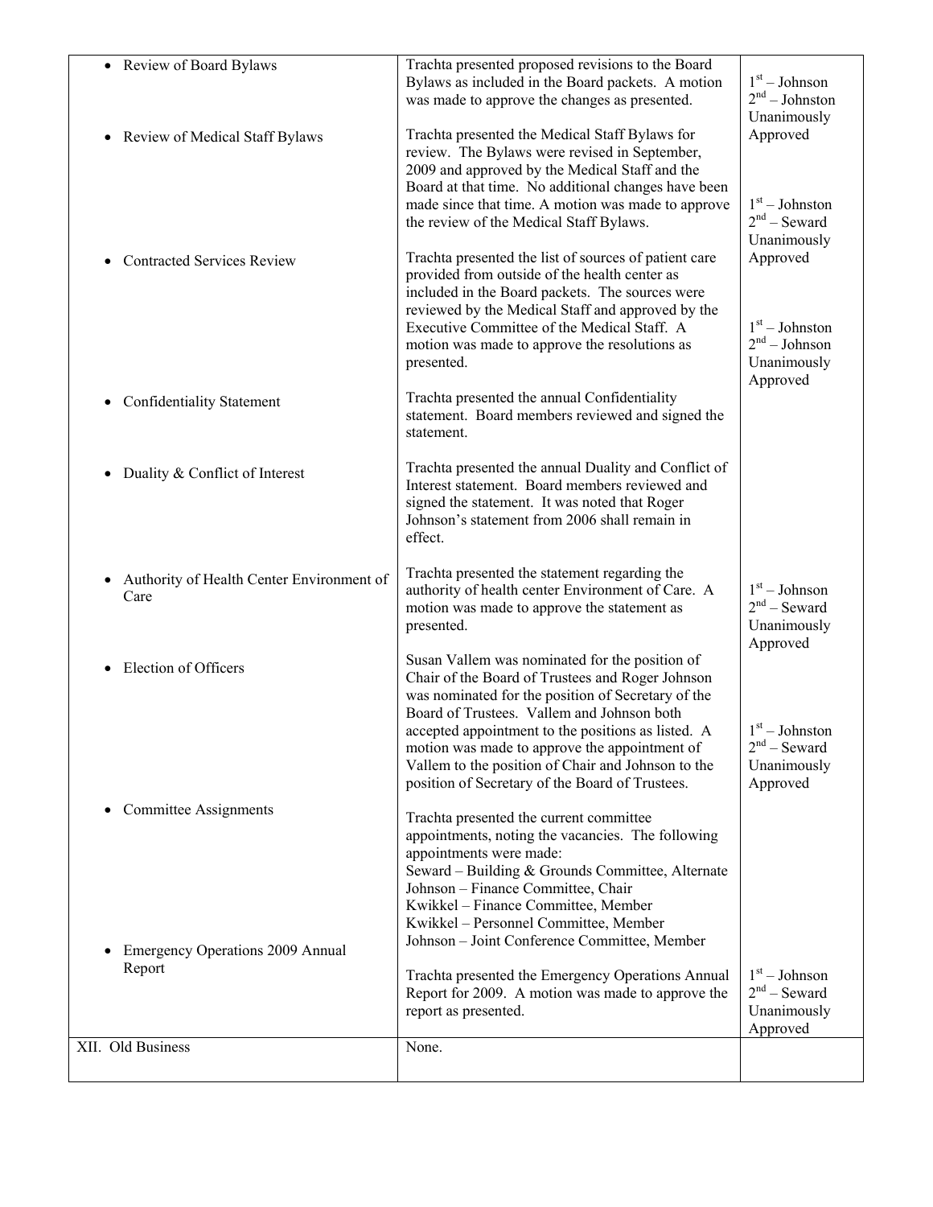| | | |
|---|---|---|
| • Review of Board Bylaws | Trachta presented proposed revisions to the Board Bylaws as included in the Board packets. A motion was made to approve the changes as presented. | 1st – Johnson<br>2nd – Johnston<br>Unanimously Approved |
| • Review of Medical Staff Bylaws | Trachta presented the Medical Staff Bylaws for review. The Bylaws were revised in September, 2009 and approved by the Medical Staff and the Board at that time. No additional changes have been made since that time. A motion was made to approve the review of the Medical Staff Bylaws. | 1st – Johnston<br>2nd – Seward<br>Unanimously Approved |
| • Contracted Services Review | Trachta presented the list of sources of patient care provided from outside of the health center as included in the Board packets. The sources were reviewed by the Medical Staff and approved by the Executive Committee of the Medical Staff. A motion was made to approve the resolutions as presented. | 1st – Johnston<br>2nd – Johnson<br>Unanimously Approved |
| • Confidentiality Statement | Trachta presented the annual Confidentiality statement. Board members reviewed and signed the statement. | |
| • Duality & Conflict of Interest | Trachta presented the annual Duality and Conflict of Interest statement. Board members reviewed and signed the statement. It was noted that Roger Johnson's statement from 2006 shall remain in effect. | |
| • Authority of Health Center Environment of Care | Trachta presented the statement regarding the authority of health center Environment of Care. A motion was made to approve the statement as presented. | 1st – Johnson<br>2nd – Seward<br>Unanimously Approved |
| • Election of Officers | Susan Vallem was nominated for the position of Chair of the Board of Trustees and Roger Johnson was nominated for the position of Secretary of the Board of Trustees. Vallem and Johnson both accepted appointment to the positions as listed. A motion was made to approve the appointment of Vallem to the position of Chair and Johnson to the position of Secretary of the Board of Trustees. | 1st – Johnston<br>2nd – Seward<br>Unanimously Approved |
| • Committee Assignments | Trachta presented the current committee appointments, noting the vacancies. The following appointments were made:<br>Seward – Building & Grounds Committee, Alternate<br>Johnson – Finance Committee, Chair<br>Kwikkel – Finance Committee, Member<br>Kwikkel – Personnel Committee, Member<br>Johnson – Joint Conference Committee, Member | |
| • Emergency Operations 2009 Annual Report | Trachta presented the Emergency Operations Annual Report for 2009. A motion was made to approve the report as presented. | 1st – Johnson<br>2nd – Seward<br>Unanimously Approved |
| XII. Old Business | None. | |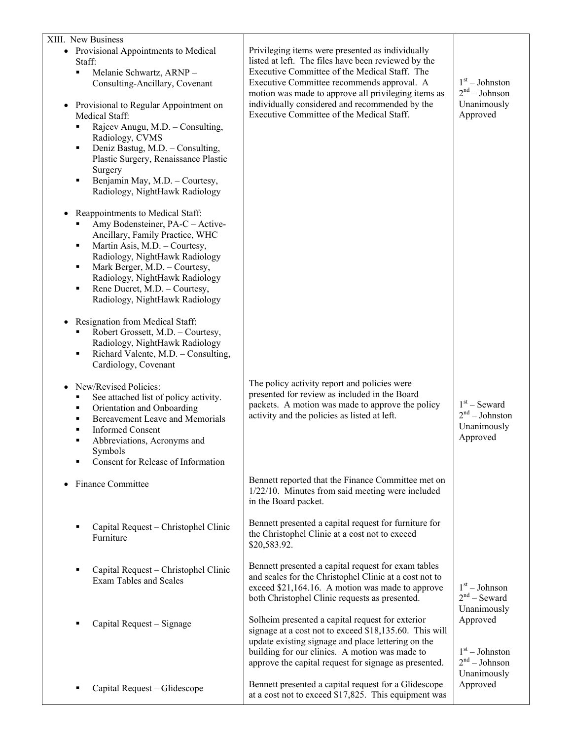| XIII. New Business | | |
|---|---|---|
| • Provisional Appointments to Medical Staff:<br>▪ Melanie Schwartz, ARNP – Consulting-Ancillary, Covenant<br><br>• Provisional to Regular Appointment on Medical Staff:<br>▪ Rajeev Anugu, M.D. – Consulting, Radiology, CVMS<br>▪ Deniz Bastug, M.D. – Consulting, Plastic Surgery, Renaissance Plastic Surgery<br>▪ Benjamin May, M.D. – Courtesy, Radiology, NightHawk Radiology<br><br>• Reappointments to Medical Staff:<br>▪ Amy Bodensteiner, PA-C – Active-Ancillary, Family Practice, WHC<br>▪ Martin Asis, M.D. – Courtesy, Radiology, NightHawk Radiology<br>▪ Mark Berger, M.D. – Courtesy, Radiology, NightHawk Radiology<br>▪ Rene Ducret, M.D. – Courtesy, Radiology, NightHawk Radiology<br><br>• Resignation from Medical Staff:<br>▪ Robert Grossett, M.D. – Courtesy, Radiology, NightHawk Radiology<br>▪ Richard Valente, M.D. – Consulting, Cardiology, Covenant | Privileging items were presented as individually listed at left. The files have been reviewed by the Executive Committee of the Medical Staff. The Executive Committee recommends approval. A motion was made to approve all privileging items as individually considered and recommended by the Executive Committee of the Medical Staff. | 1st – Johnston<br>2nd – Johnson<br>Unanimously Approved |
| • New/Revised Policies:<br>▪ See attached list of policy activity.<br>▪ Orientation and Onboarding<br>▪ Bereavement Leave and Memorials<br>▪ Informed Consent<br>▪ Abbreviations, Acronyms and Symbols<br>▪ Consent for Release of Information | The policy activity report and policies were presented for review as included in the Board packets. A motion was made to approve the policy activity and the policies as listed at left. | 1st – Seward<br>2nd – Johnston<br>Unanimously Approved |
| • Finance Committee | Bennett reported that the Finance Committee met on 1/22/10. Minutes from said meeting were included in the Board packet. | |
| ▪ Capital Request – Christophel Clinic Furniture | Bennett presented a capital request for furniture for the Christophel Clinic at a cost not to exceed \$20,583.92. | |
| ▪ Capital Request – Christophel Clinic Exam Tables and Scales | Bennett presented a capital request for exam tables and scales for the Christophel Clinic at a cost not to exceed \$21,164.16. A motion was made to approve both Christophel Clinic requests as presented. | 1st – Johnson<br>2nd – Seward<br>Unanimously Approved |
| ▪ Capital Request – Signage | Solheim presented a capital request for exterior signage at a cost not to exceed \$18,135.60. This will update existing signage and place lettering on the building for our clinics. A motion was made to approve the capital request for signage as presented. | 1st – Johnston<br>2nd – Johnson<br>Unanimously Approved |
| ▪ Capital Request – Glidescope | Bennett presented a capital request for a Glidescope at a cost not to exceed \$17,825. This equipment was | |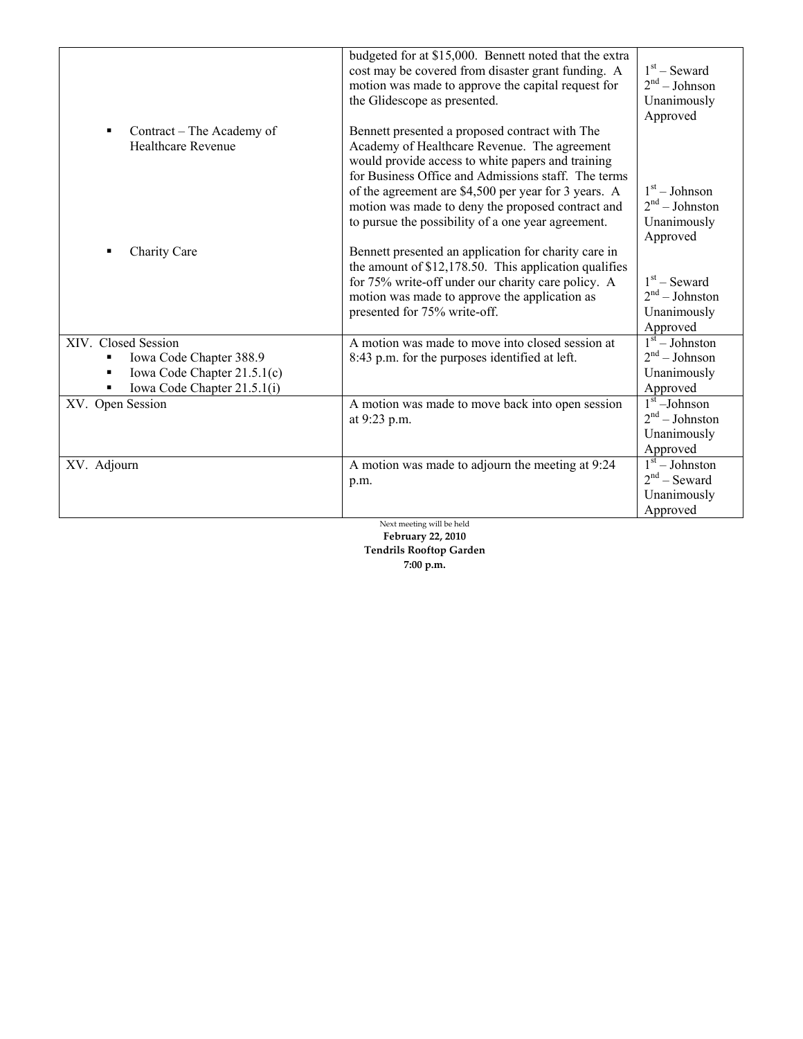| | | |
|---|---|---|
| | budgeted for at $15,000. Bennett noted that the extra cost may be covered from disaster grant funding. A motion was made to approve the capital request for the Glidescope as presented. | 1st – Seward<br>2nd – Johnson<br>Unanimously Approved |
| ▪ Contract – The Academy of Healthcare Revenue | Bennett presented a proposed contract with The Academy of Healthcare Revenue. The agreement would provide access to white papers and training for Business Office and Admissions staff. The terms of the agreement are $4,500 per year for 3 years. A motion was made to deny the proposed contract and to pursue the possibility of a one year agreement. | 1st – Johnson<br>2nd – Johnston<br>Unanimously Approved |
| ▪ Charity Care | Bennett presented an application for charity care in the amount of $12,178.50. This application qualifies for 75% write-off under our charity care policy. A motion was made to approve the application as presented for 75% write-off. | 1st – Seward<br>2nd – Johnston<br>Unanimously Approved |
| XIV. Closed Session<br>▪ Iowa Code Chapter 388.9<br>▪ Iowa Code Chapter 21.5.1(c)<br>▪ Iowa Code Chapter 21.5.1(i) | A motion was made to move into closed session at 8:43 p.m. for the purposes identified at left. | 1st – Johnston<br>2nd – Johnson<br>Unanimously Approved |
| XV. Open Session | A motion was made to move back into open session at 9:23 p.m. | 1st –Johnson<br>2nd – Johnston<br>Unanimously Approved |
| XV. Adjourn | A motion was made to adjourn the meeting at 9:24 p.m. | 1st – Johnston<br>2nd – Seward<br>Unanimously Approved |

Next meeting will be held

**February 22, 2010**

**Tendrils Rooftop Garden**

**7:00 p.m.**